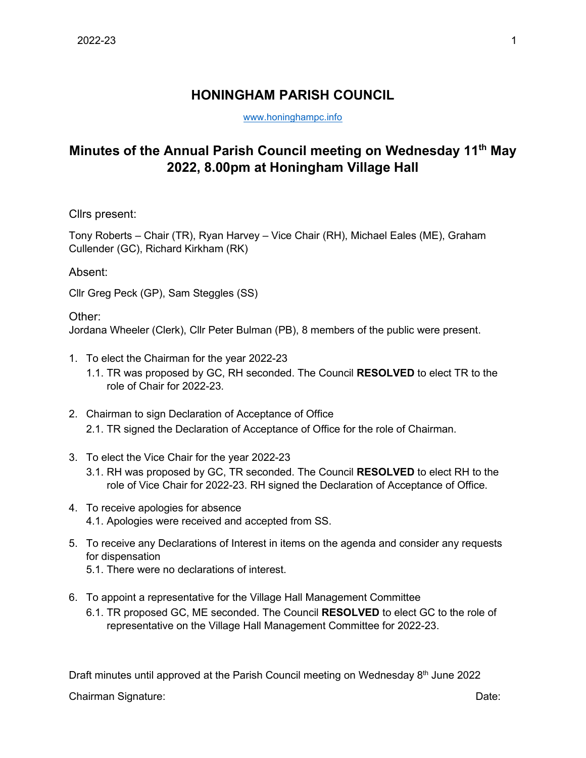# HONINGHAM PARISH COUNCIL

www.honinghampc.info

## Minutes of the Annual Parish Council meeting on Wednesday 11th May 2022, 8.00pm at Honingham Village Hall

Cllrs present:

Tony Roberts – Chair (TR), Ryan Harvey – Vice Chair (RH), Michael Eales (ME), Graham Cullender (GC), Richard Kirkham (RK)

Absent:

Cllr Greg Peck (GP), Sam Steggles (SS)

Other:
Jordana Wheeler (Clerk), Cllr Peter Bulman (PB), 8 members of the public were present.

1. To elect the Chairman for the year 2022-23
   1.1. TR was proposed by GC, RH seconded. The Council **RESOLVED** to elect TR to the role of Chair for 2022-23.

2. Chairman to sign Declaration of Acceptance of Office
   2.1. TR signed the Declaration of Acceptance of Office for the role of Chairman.

3. To elect the Vice Chair for the year 2022-23
   3.1. RH was proposed by GC, TR seconded. The Council **RESOLVED** to elect RH to the role of Vice Chair for 2022-23. RH signed the Declaration of Acceptance of Office.

4. To receive apologies for absence
   4.1. Apologies were received and accepted from SS.

5. To receive any Declarations of Interest in items on the agenda and consider any requests for dispensation
   5.1. There were no declarations of interest.

6. To appoint a representative for the Village Hall Management Committee
   6.1. TR proposed GC, ME seconded. The Council **RESOLVED** to elect GC to the role of representative on the Village Hall Management Committee for 2022-23.

Draft minutes until approved at the Parish Council meeting on Wednesday 8th June 2022

Chairman Signature: Date: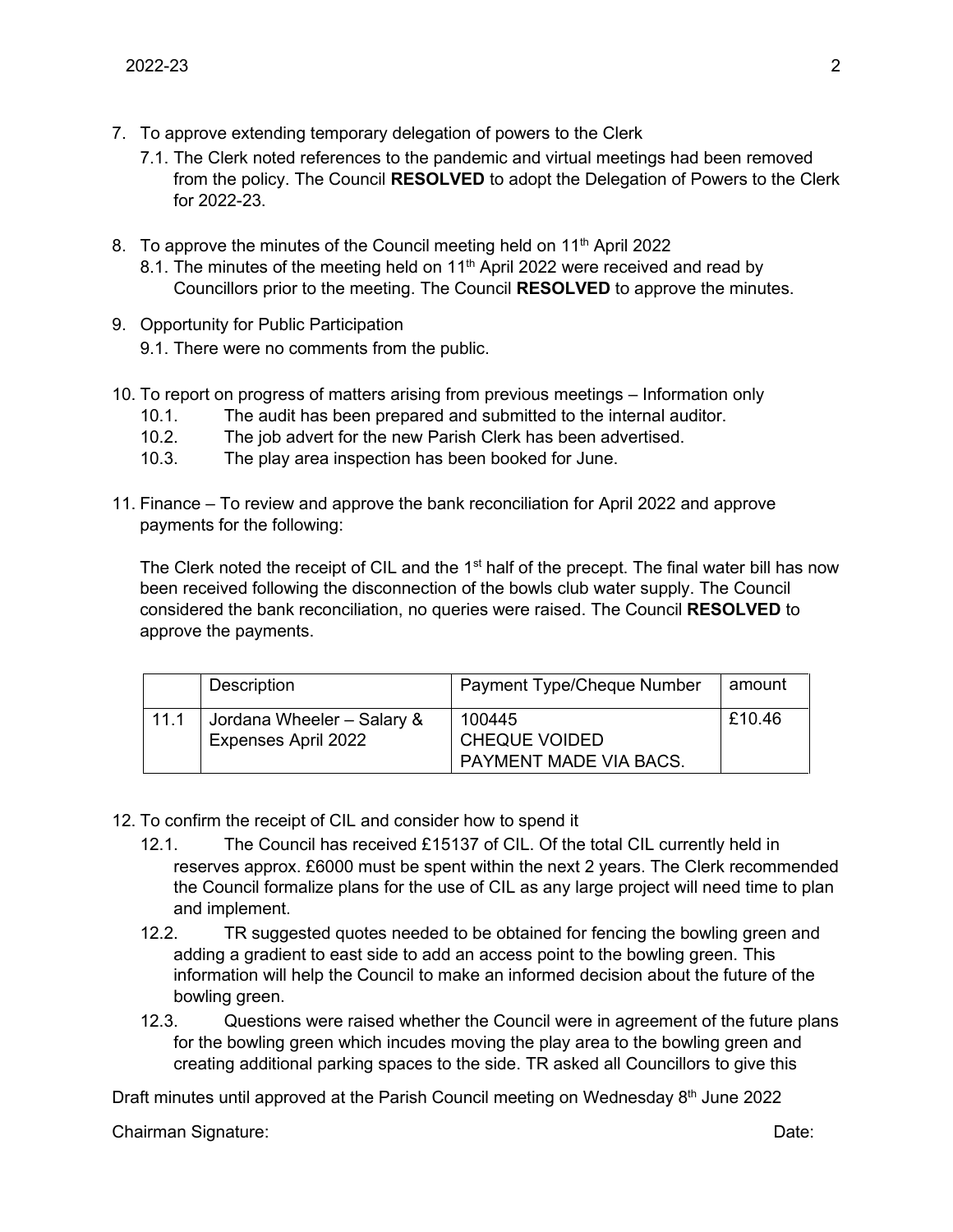7. To approve extending temporary delegation of powers to the Clerk
   7.1. The Clerk noted references to the pandemic and virtual meetings had been removed from the policy. The Council **RESOLVED** to adopt the Delegation of Powers to the Clerk for 2022-23.

8. To approve the minutes of the Council meeting held on 11th April 2022
   8.1. The minutes of the meeting held on 11th April 2022 were received and read by Councillors prior to the meeting. The Council **RESOLVED** to approve the minutes.

9. Opportunity for Public Participation
   9.1. There were no comments from the public.

10. To report on progress of matters arising from previous meetings – Information only
    10.1. The audit has been prepared and submitted to the internal auditor.
    10.2. The job advert for the new Parish Clerk has been advertised.
    10.3. The play area inspection has been booked for June.

11. Finance – To review and approve the bank reconciliation for April 2022 and approve payments for the following:

    The Clerk noted the receipt of CIL and the 1st half of the precept. The final water bill has now been received following the disconnection of the bowls club water supply. The Council considered the bank reconciliation, no queries were raised. The Council **RESOLVED** to approve the payments.

|  | Description | Payment Type/Cheque Number | amount |
|---|---|---|---|
| 11.1 | Jordana Wheeler – Salary & Expenses April 2022 | 100445 CHEQUE VOIDED PAYMENT MADE VIA BACS. | £10.46 |

12. To confirm the receipt of CIL and consider how to spend it
    12.1. The Council has received £15137 of CIL. Of the total CIL currently held in reserves approx. £6000 must be spent within the next 2 years. The Clerk recommended the Council formalize plans for the use of CIL as any large project will need time to plan and implement.
    12.2. TR suggested quotes needed to be obtained for fencing the bowling green and adding a gradient to east side to add an access point to the bowling green. This information will help the Council to make an informed decision about the future of the bowling green.
    12.3. Questions were raised whether the Council were in agreement of the future plans for the bowling green which incudes moving the play area to the bowling green and creating additional parking spaces to the side. TR asked all Councillors to give this

Draft minutes until approved at the Parish Council meeting on Wednesday 8th June 2022

Chairman Signature: Date: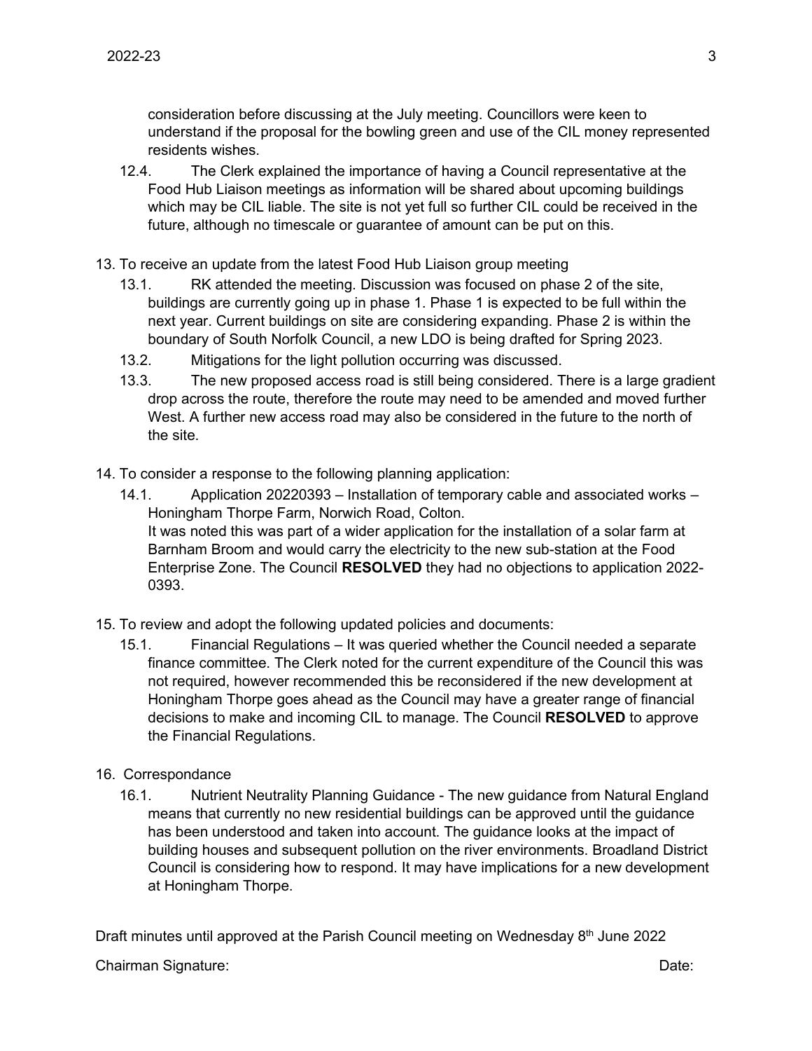consideration before discussing at the July meeting. Councillors were keen to understand if the proposal for the bowling green and use of the CIL money represented residents wishes.

12.4. The Clerk explained the importance of having a Council representative at the Food Hub Liaison meetings as information will be shared about upcoming buildings which may be CIL liable. The site is not yet full so further CIL could be received in the future, although no timescale or guarantee of amount can be put on this.

13. To receive an update from the latest Food Hub Liaison group meeting

13.1. RK attended the meeting. Discussion was focused on phase 2 of the site, buildings are currently going up in phase 1. Phase 1 is expected to be full within the next year. Current buildings on site are considering expanding. Phase 2 is within the boundary of South Norfolk Council, a new LDO is being drafted for Spring 2023.

13.2. Mitigations for the light pollution occurring was discussed.

13.3. The new proposed access road is still being considered. There is a large gradient drop across the route, therefore the route may need to be amended and moved further West. A further new access road may also be considered in the future to the north of the site.

14. To consider a response to the following planning application:

14.1. Application 20220393 – Installation of temporary cable and associated works – Honingham Thorpe Farm, Norwich Road, Colton.
It was noted this was part of a wider application for the installation of a solar farm at Barnham Broom and would carry the electricity to the new sub-station at the Food Enterprise Zone. The Council **RESOLVED** they had no objections to application 2022-0393.

15. To review and adopt the following updated policies and documents:

15.1. Financial Regulations – It was queried whether the Council needed a separate finance committee. The Clerk noted for the current expenditure of the Council this was not required, however recommended this be reconsidered if the new development at Honingham Thorpe goes ahead as the Council may have a greater range of financial decisions to make and incoming CIL to manage. The Council **RESOLVED** to approve the Financial Regulations.

16. Correspondance

16.1. Nutrient Neutrality Planning Guidance - The new guidance from Natural England means that currently no new residential buildings can be approved until the guidance has been understood and taken into account. The guidance looks at the impact of building houses and subsequent pollution on the river environments. Broadland District Council is considering how to respond. It may have implications for a new development at Honingham Thorpe.

Draft minutes until approved at the Parish Council meeting on Wednesday 8th June 2022

Chairman Signature: Date: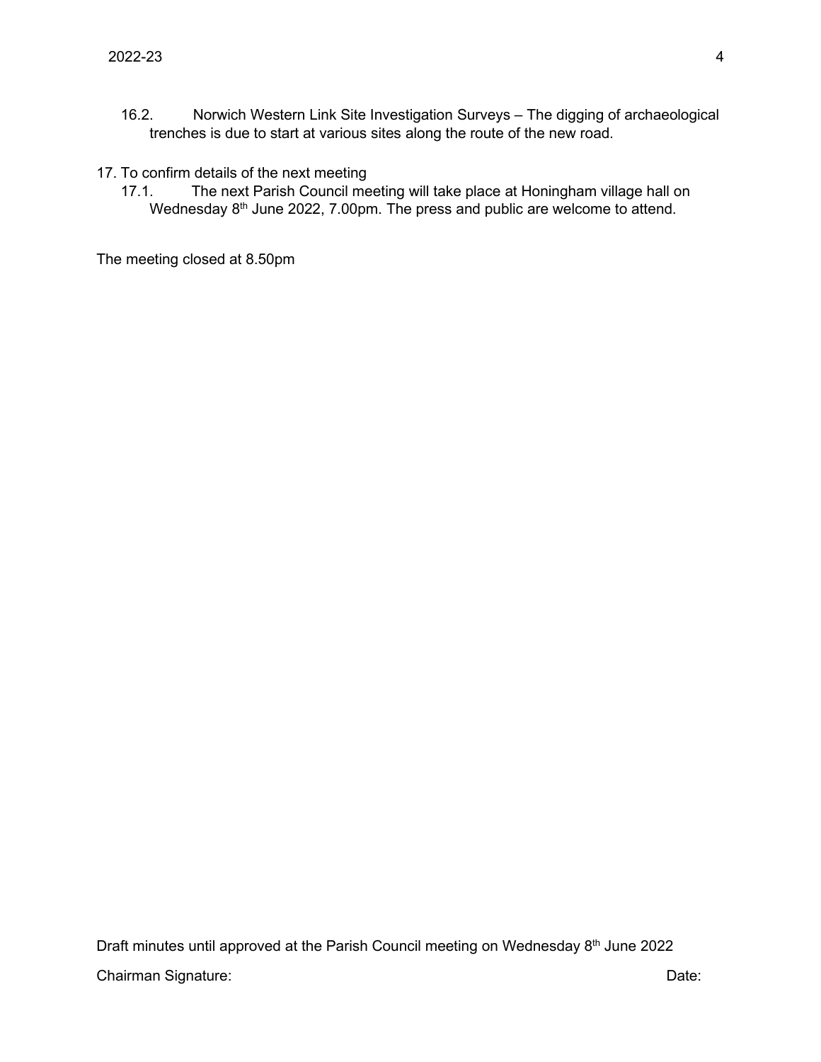16.2. Norwich Western Link Site Investigation Surveys – The digging of archaeological trenches is due to start at various sites along the route of the new road.

17. To confirm details of the next meeting

17.1. The next Parish Council meeting will take place at Honingham village hall on Wednesday 8th June 2022, 7.00pm. The press and public are welcome to attend.

The meeting closed at 8.50pm

Draft minutes until approved at the Parish Council meeting on Wednesday 8th June 2022

Chairman Signature: Date: